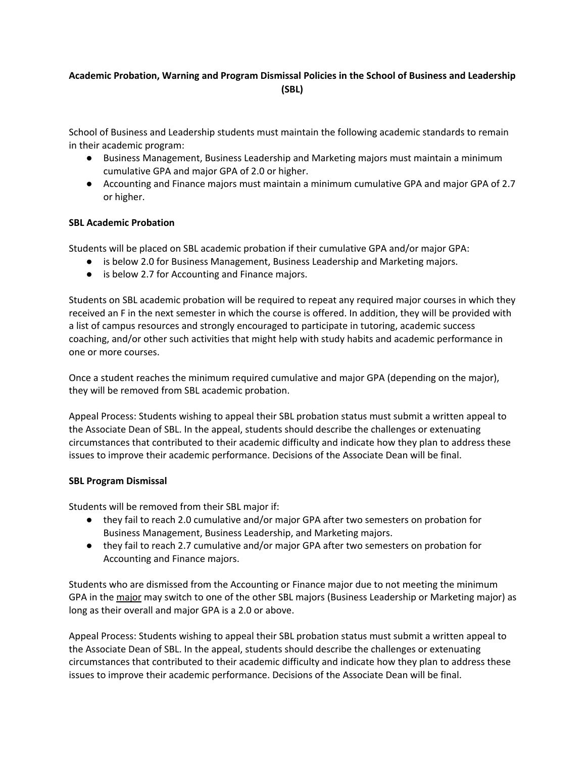**Academic Probation, Warning and Program Dismissal Policies in the School of Business and Leadership (SBL)**

School of Business and Leadership students must maintain the following academic standards to remain in their academic program:

- Business Management, Business Leadership and Marketing majors must maintain a minimum cumulative GPA and major GPA of 2.0 or higher.
- Accounting and Finance majors must maintain a minimum cumulative GPA and major GPA of 2.7 or higher.

**SBL Academic Probation**

Students will be placed on SBL academic probation if their cumulative GPA and/or major GPA:

- is below 2.0 for Business Management, Business Leadership and Marketing majors.
- is below 2.7 for Accounting and Finance majors.

Students on SBL academic probation will be required to repeat any required major courses in which they received an F in the next semester in which the course is offered. In addition, they will be provided with a list of campus resources and strongly encouraged to participate in tutoring, academic success coaching, and/or other such activities that might help with study habits and academic performance in one or more courses.

Once a student reaches the minimum required cumulative and major GPA (depending on the major), they will be removed from SBL academic probation.

Appeal Process: Students wishing to appeal their SBL probation status must submit a written appeal to the Associate Dean of SBL. In the appeal, students should describe the challenges or extenuating circumstances that contributed to their academic difficulty and indicate how they plan to address these issues to improve their academic performance. Decisions of the Associate Dean will be final.

**SBL Program Dismissal**

Students will be removed from their SBL major if:

- they fail to reach 2.0 cumulative and/or major GPA after two semesters on probation for Business Management, Business Leadership, and Marketing majors.
- they fail to reach 2.7 cumulative and/or major GPA after two semesters on probation for Accounting and Finance majors.

Students who are dismissed from the Accounting or Finance major due to not meeting the minimum GPA in the major may switch to one of the other SBL majors (Business Leadership or Marketing major) as long as their overall and major GPA is a 2.0 or above.

Appeal Process: Students wishing to appeal their SBL probation status must submit a written appeal to the Associate Dean of SBL. In the appeal, students should describe the challenges or extenuating circumstances that contributed to their academic difficulty and indicate how they plan to address these issues to improve their academic performance. Decisions of the Associate Dean will be final.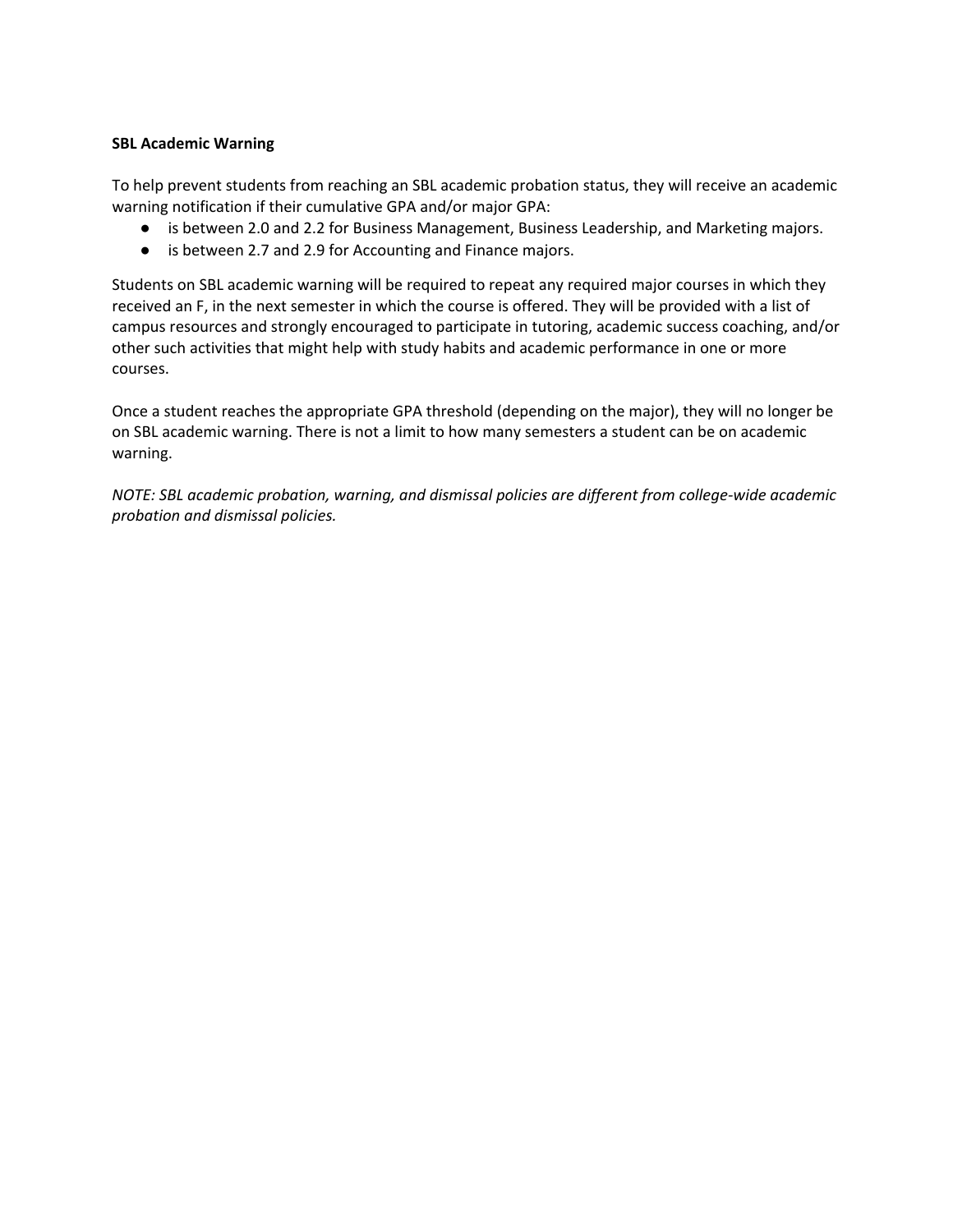**SBL Academic Warning**

To help prevent students from reaching an SBL academic probation status, they will receive an academic warning notification if their cumulative GPA and/or major GPA:

- is between 2.0 and 2.2 for Business Management, Business Leadership, and Marketing majors.
- is between 2.7 and 2.9 for Accounting and Finance majors.

Students on SBL academic warning will be required to repeat any required major courses in which they received an F, in the next semester in which the course is offered. They will be provided with a list of campus resources and strongly encouraged to participate in tutoring, academic success coaching, and/or other such activities that might help with study habits and academic performance in one or more courses.

Once a student reaches the appropriate GPA threshold (depending on the major), they will no longer be on SBL academic warning. There is not a limit to how many semesters a student can be on academic warning.

*NOTE: SBL academic probation, warning, and dismissal policies are different from college-wide academic probation and dismissal policies.*